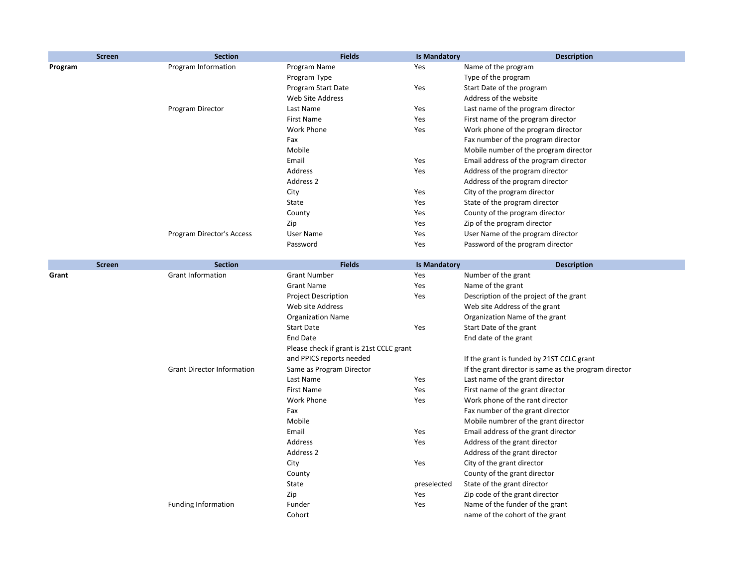| Screen | Section | Fields | Is Mandatory | Description |
|---|---|---|---|---|
| **Program** | Program Information | Program Name | Yes | Name of the program |
| | | Program Type | | Type of the program |
| | | Program Start Date | Yes | Start Date of the program |
| | | Web Site Address | | Address of the website |
| | Program Director | Last Name | Yes | Last name of the program director |
| | | First Name | Yes | First name of the program director |
| | | Work Phone | Yes | Work phone of the program director |
| | | Fax | | Fax number of the program director |
| | | Mobile | | Mobile number of the program director |
| | | Email | Yes | Email address of the program director |
| | | Address | Yes | Address of the program director |
| | | Address 2 | | Address of the program director |
| | | City | Yes | City of the program director |
| | | State | Yes | State of the program director |
| | | County | Yes | County of the program director |
| | | Zip | Yes | Zip of the program director |
| | Program Director's Access | User Name | Yes | User Name of the program director |
| | | Password | Yes | Password of the program director |

| Screen | Section | Fields | Is Mandatory | Description |
|---|---|---|---|---|
| **Grant** | Grant Information | Grant Number | Yes | Number of the grant |
| | | Grant Name | Yes | Name of the grant |
| | | Project Description | Yes | Description of the project of the grant |
| | | Web site Address | | Web site Address of the grant |
| | | Organization Name | | Organization Name of the grant |
| | | Start Date | Yes | Start Date of the grant |
| | | End Date | | End date of the grant |
| | | Please check if grant is 21st CCLC grant and PPICS reports needed | | If the grant is funded by 21ST CCLC grant |
| | Grant Director Information | Same as Program Director | | If the grant director is same as the program director |
| | | Last Name | Yes | Last name of the grant director |
| | | First Name | Yes | First name of the grant director |
| | | Work Phone | Yes | Work phone of the rant director |
| | | Fax | | Fax number of the grant director |
| | | Mobile | | Mobile numbrer of the grant director |
| | | Email | Yes | Email address of the grant director |
| | | Address | Yes | Address of the grant director |
| | | Address 2 | | Address of the grant director |
| | | City | Yes | City of the grant director |
| | | County | | County of the grant director |
| | | State | preselected | State of the grant director |
| | | Zip | Yes | Zip code of the grant director |
| | Funding Information | Funder | Yes | Name of the funder of the grant |
| | | Cohort | | name of the cohort of the grant |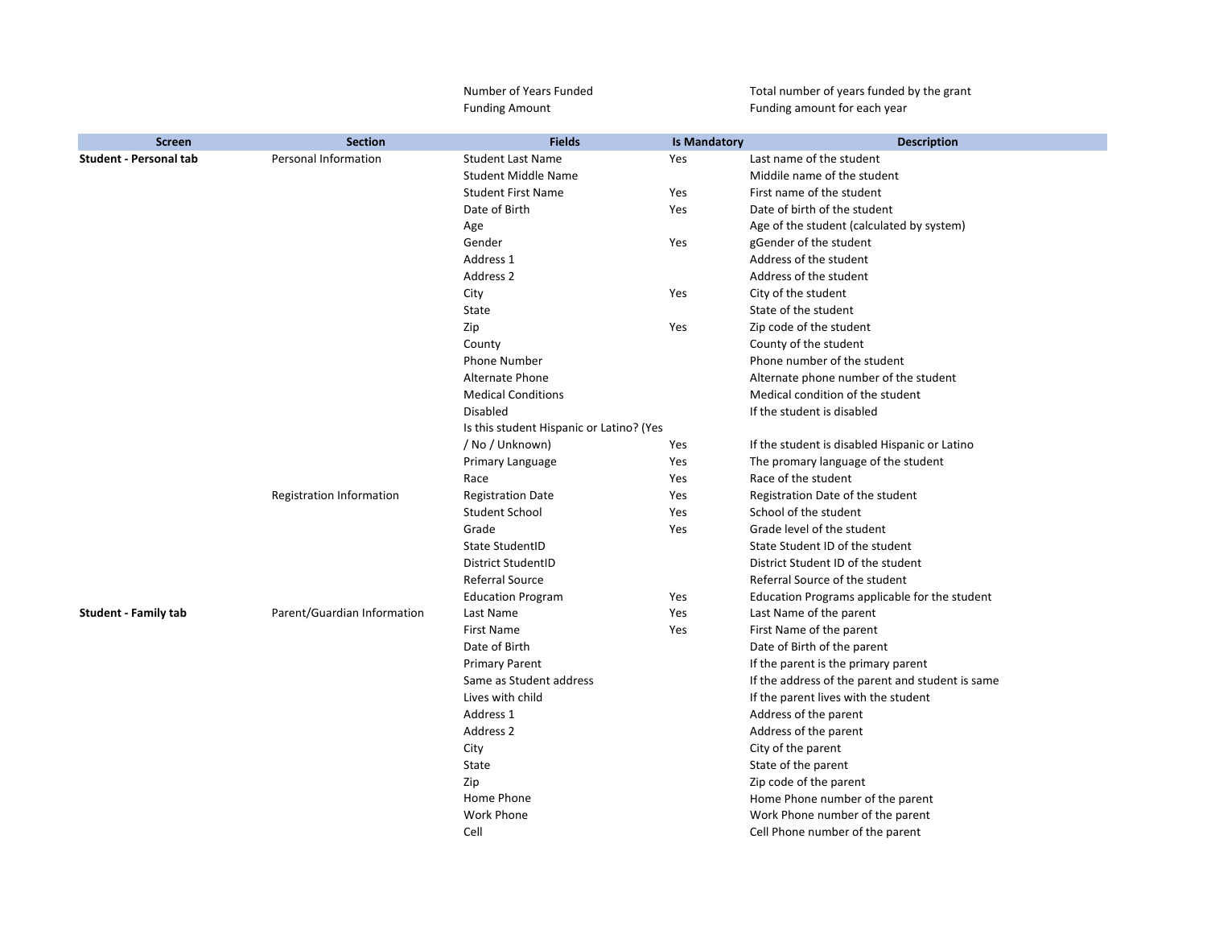| | | Number of Years Funded | | Total number of years funded by the grant |
|---|---|---|---|---|
| | | Funding Amount | | Funding amount for each year |

| Screen | Section | Fields | Is Mandatory | Description |
|---|---|---|---|---|
| **Student - Personal tab** | Personal Information | Student Last Name | Yes | Last name of the student |
| | | Student Middle Name | | Middile name of the student |
| | | Student First Name | Yes | First name of the student |
| | | Date of Birth | Yes | Date of birth of the student |
| | | Age | | Age of the student (calculated by system) |
| | | Gender | Yes | gGender of the student |
| | | Address 1 | | Address of the student |
| | | Address 2 | | Address of the student |
| | | City | Yes | City of the student |
| | | State | | State of the student |
| | | Zip | Yes | Zip code of the student |
| | | County | | County of the student |
| | | Phone Number | | Phone number of the student |
| | | Alternate Phone | | Alternate phone number of the student |
| | | Medical Conditions | | Medical condition of the student |
| | | Disabled | | If the student is disabled |
| | | Is this student Hispanic or Latino? (Yes / No / Unknown) | Yes | If the student is disabled Hispanic or Latino |
| | | Primary Language | Yes | The promary language of the student |
| | | Race | Yes | Race of the student |
| | Registration Information | Registration Date | Yes | Registration Date of the student |
| | | Student School | Yes | School of the student |
| | | Grade | Yes | Grade level of the student |
| | | State StudentID | | State Student ID of the student |
| | | District StudentID | | District Student ID of the student |
| | | Referral Source | | Referral Source of the student |
| | | Education Program | Yes | Education Programs applicable for the student |
| **Student - Family tab** | Parent/Guardian Information | Last Name | Yes | Last Name of the parent |
| | | First Name | Yes | First Name of the parent |
| | | Date of Birth | | Date of Birth of the parent |
| | | Primary Parent | | If the parent is the primary parent |
| | | Same as Student address | | If the address of the parent and student is same |
| | | Lives with child | | If the parent lives with the student |
| | | Address 1 | | Address of the parent |
| | | Address 2 | | Address of the parent |
| | | City | | City of the parent |
| | | State | | State of the parent |
| | | Zip | | Zip code of the parent |
| | | Home Phone | | Home Phone number of the parent |
| | | Work Phone | | Work Phone number of the parent |
| | | Cell | | Cell Phone number of the parent |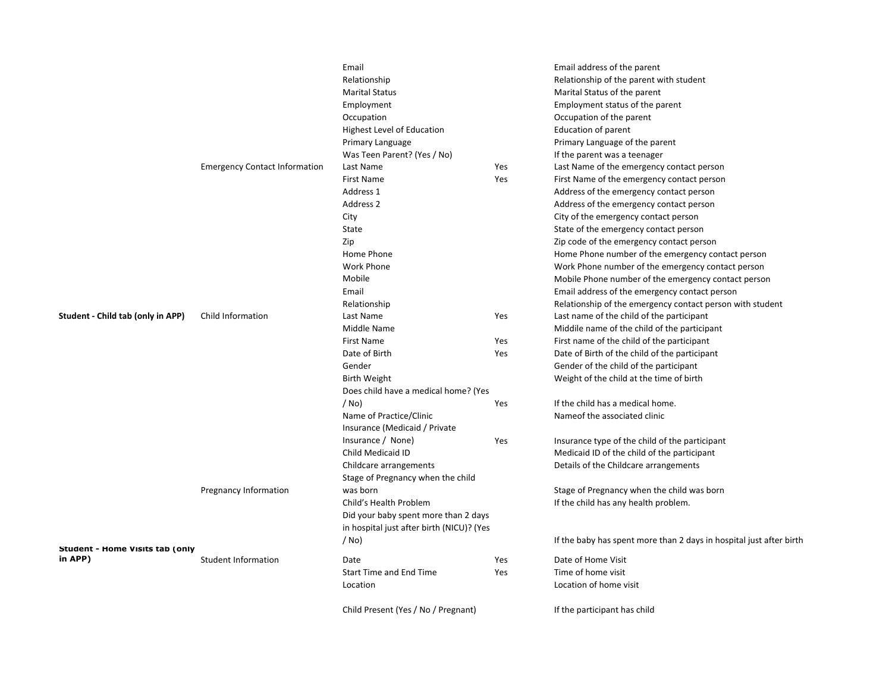| | | | | |
|---|---|---|---|---|
| | | Email | | Email address of the parent |
| | | Relationship | | Relationship of the parent with student |
| | | Marital Status | | Marital Status of the parent |
| | | Employment | | Employment status of the parent |
| | | Occupation | | Occupation of the parent |
| | | Highest Level of Education | | Education of parent |
| | | Primary Language | | Primary Language of the parent |
| | | Was Teen Parent? (Yes / No) | | If the parent was a teenager |
| | Emergency Contact Information | Last Name | Yes | Last Name of the emergency contact person |
| | | First Name | Yes | First Name of the emergency contact person |
| | | Address 1 | | Address of the emergency contact person |
| | | Address 2 | | Address of the emergency contact person |
| | | City | | City of the emergency contact person |
| | | State | | State of the emergency contact person |
| | | Zip | | Zip code of the emergency contact person |
| | | Home Phone | | Home Phone number of the emergency contact person |
| | | Work Phone | | Work Phone number of the emergency contact person |
| | | Mobile | | Mobile Phone number of the emergency contact person |
| | | Email | | Email address of the emergency contact person |
| | | Relationship | | Relationship of the emergency contact person with student |
| **Student - Child tab (only in APP)** | Child Information | Last Name | Yes | Last name of the child of the participant |
| | | Middle Name | | Middile name of the child of the participant |
| | | First Name | Yes | First name of the child of the participant |
| | | Date of Birth | Yes | Date of Birth of the child of the participant |
| | | Gender | | Gender of the child of the participant |
| | | Birth Weight | | Weight of the child at the time of birth |
| | | Does child have a medical home? (Yes / No) | Yes | If the child has a medical home. |
| | | Name of Practice/Clinic | | Nameof the associated clinic |
| | | Insurance (Medicaid / Private Insurance / None) | Yes | Insurance type of the child of the participant |
| | | Child Medicaid ID | | Medicaid ID of the child of the participant |
| | | Childcare arrangements | | Details of the Childcare arrangements |
| | Pregnancy Information | Stage of Pregnancy when the child was born | | Stage of Pregnancy when the child was born |
| | | Child's Health Problem | | If the child has any health problem. |
| | | Did your baby spent more than 2 days in hospital just after birth (NICU)? (Yes / No) | | If the baby has spent more than 2 days in hospital just after birth |
| **Student - Home Visits tab (only in APP)** | Student Information | Date | Yes | Date of Home Visit |
| | | Start Time and End Time | Yes | Time of home visit |
| | | Location | | Location of home visit |
| | | Child Present (Yes / No / Pregnant) | | If the participant has child |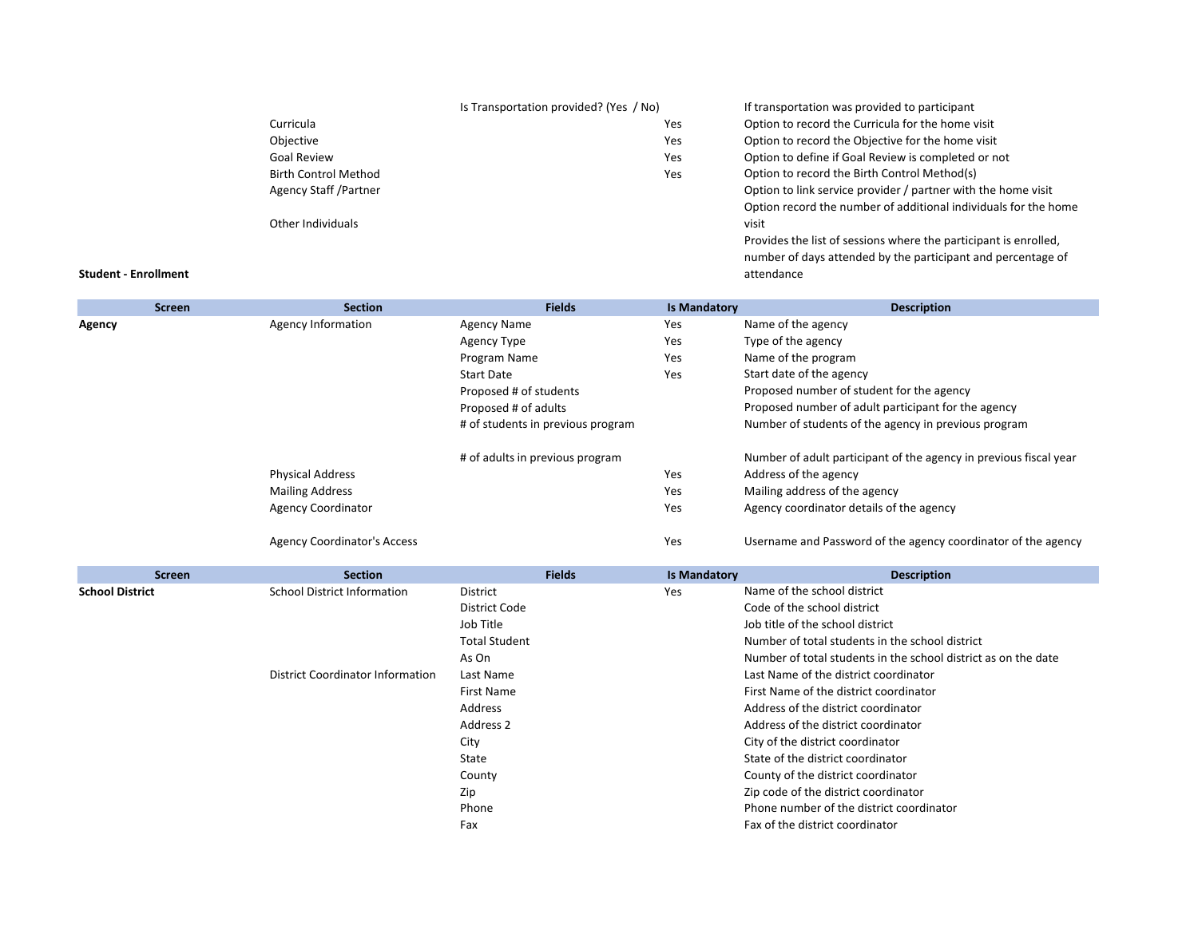| Screen | Section | Fields | Is Mandatory | Description |
|---|---|---|---|---|
| | | Is Transportation provided? (Yes / No) | | If transportation was provided to participant |
| | Curricula | | Yes | Option to record the Curricula for the home visit |
| | Objective | | Yes | Option to record the Objective for the home visit |
| | Goal Review | | Yes | Option to define if Goal Review is completed or not |
| | Birth Control Method | | Yes | Option to record the Birth Control Method(s) |
| | Agency Staff /Partner | | | Option to link service provider / partner with the home visit |
| | Other Individuals | | | Option record the number of additional individuals for the home visit |
| **Student - Enrollment** | | | | Provides the list of sessions where the participant is enrolled, number of days attended by the participant and percentage of attendance |

| Screen | Section | Fields | Is Mandatory | Description |
|---|---|---|---|---|
| **Agency** | Agency Information | Agency Name | Yes | Name of the agency |
| | | Agency Type | Yes | Type of the agency |
| | | Program Name | Yes | Name of the program |
| | | Start Date | Yes | Start date of the agency |
| | | Proposed # of students | | Proposed number of student for the agency |
| | | Proposed # of adults | | Proposed number of adult participant for the agency |
| | | # of students in previous program | | Number of students of the agency in previous program |
| | | # of adults in previous program | | Number of adult participant of the agency in previous fiscal year |
| | Physical Address | | Yes | Address of the agency |
| | Mailing Address | | Yes | Mailing address of the agency |
| | Agency Coordinator | | Yes | Agency coordinator details of the agency |
| | Agency Coordinator's Access | | Yes | Username and Password of the agency coordinator of the agency |

| Screen | Section | Fields | Is Mandatory | Description |
|---|---|---|---|---|
| **School District** | School District Information | District | Yes | Name of the school district |
| | | District Code | | Code of the school district |
| | | Job Title | | Job title of the school district |
| | | Total Student | | Number of total students in the school district |
| | | As On | | Number of total students in the school district as on the date |
| | District Coordinator Information | Last Name | | Last Name of the district coordinator |
| | | First Name | | First Name of the district coordinator |
| | | Address | | Address of the district coordinator |
| | | Address 2 | | Address of the district coordinator |
| | | City | | City of the district coordinator |
| | | State | | State of the district coordinator |
| | | County | | County of the district coordinator |
| | | Zip | | Zip code of the district coordinator |
| | | Phone | | Phone number of the district coordinator |
| | | Fax | | Fax of the district coordinator |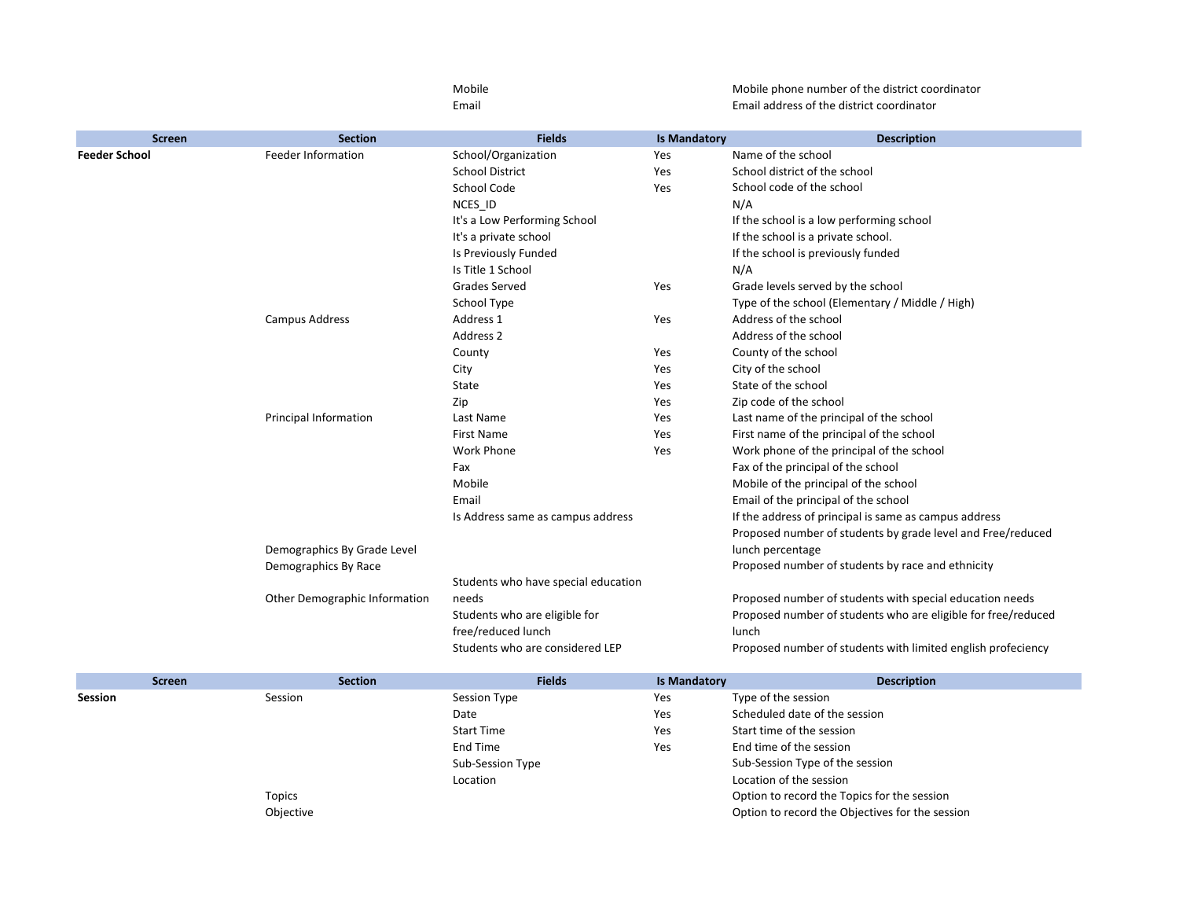| | | Mobile | | Mobile phone number of the district coordinator |
|---|---|---|---|---|
| | | Email | | Email address of the district coordinator |

| Screen | Section | Fields | Is Mandatory | Description |
|---|---|---|---|---|
| **Feeder School** | Feeder Information | School/Organization | Yes | Name of the school |
| | | School District | Yes | School district of the school |
| | | School Code | Yes | School code of the school |
| | | NCES_ID | | N/A |
| | | It's a Low Performing School | | If the school is a low performing school |
| | | It's a private school | | If the school is a private school. |
| | | Is Previously Funded | | If the school is previously funded |
| | | Is Title 1 School | | N/A |
| | | Grades Served | Yes | Grade levels served by the school |
| | | School Type | | Type of the school (Elementary / Middle / High) |
| | Campus Address | Address 1 | Yes | Address of the school |
| | | Address 2 | | Address of the school |
| | | County | Yes | County of the school |
| | | City | Yes | City of the school |
| | | State | Yes | State of the school |
| | | Zip | Yes | Zip code of the school |
| | Principal Information | Last Name | Yes | Last name of the principal of the school |
| | | First Name | Yes | First name of the principal of the school |
| | | Work Phone | Yes | Work phone of the principal of the school |
| | | Fax | | Fax of the principal of the school |
| | | Mobile | | Mobile of the principal of the school |
| | | Email | | Email of the principal of the school |
| | | Is Address same as campus address | | If the address of principal is same as campus address |
| | Demographics By Grade Level | | | Proposed number of students by grade level and Free/reduced lunch percentage |
| | Demographics By Race | | | Proposed number of students by race and ethnicity |
| | Other Demographic Information | Students who have special education needs | | Proposed number of students with special education needs |
| | | Students who are eligible for free/reduced lunch | | Proposed number of students who are eligible for free/reduced lunch |
| | | Students who are considered LEP | | Proposed number of students with limited english profeciency |

| Screen | Section | Fields | Is Mandatory | Description |
|---|---|---|---|---|
| **Session** | Session | Session Type | Yes | Type of the session |
| | | Date | Yes | Scheduled date of the session |
| | | Start Time | Yes | Start time of the session |
| | | End Time | Yes | End time of the session |
| | | Sub-Session Type | | Sub-Session Type of the session |
| | | Location | | Location of the session |
| | Topics | | | Option to record the Topics for the session |
| | Objective | | | Option to record the Objectives for the session |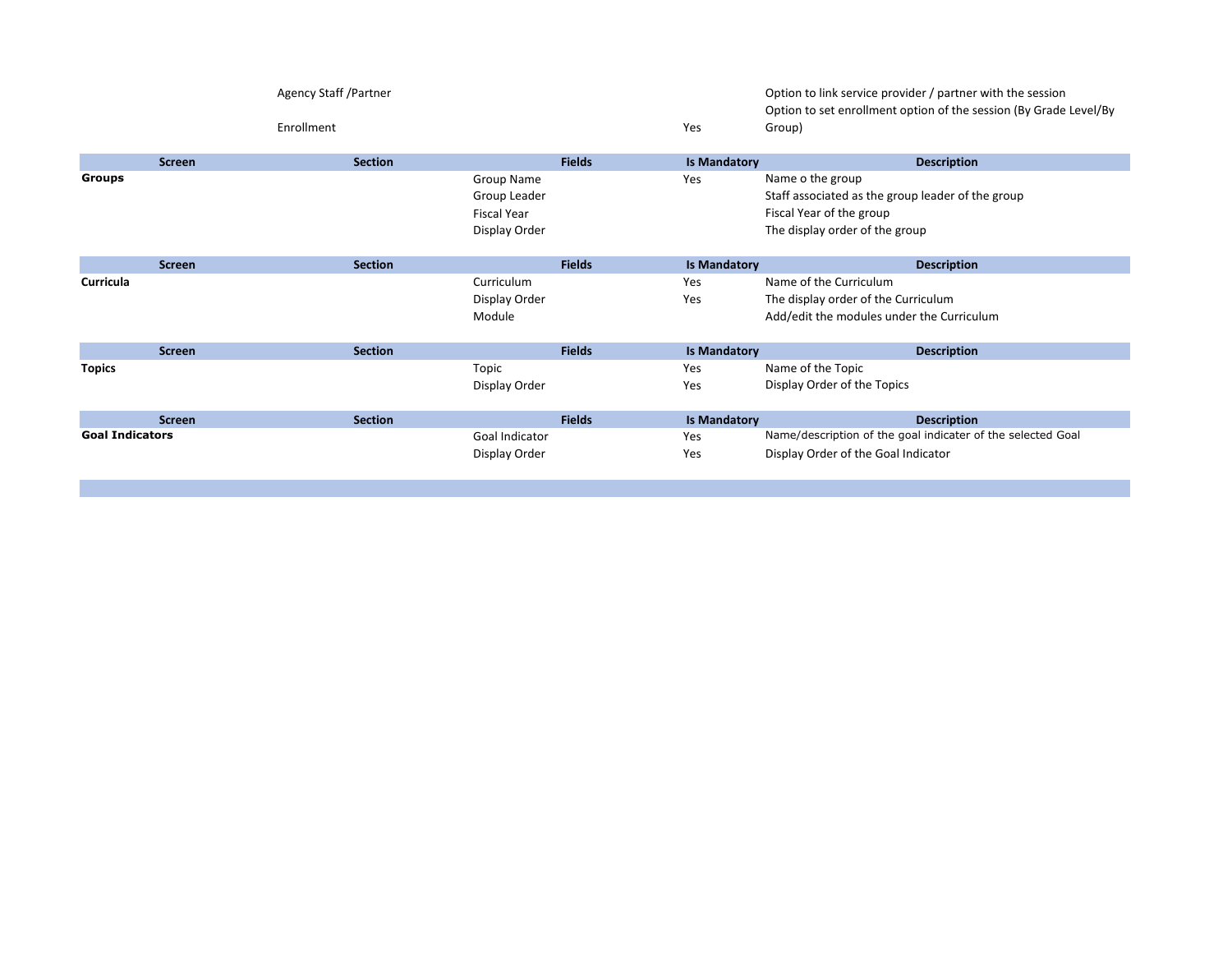| | | | | |
|---|---|---|---|---|
| | Agency Staff /Partner | | | Option to link service provider / partner with the session |
| | Enrollment | | Yes | Option to set enrollment option of the session (By Grade Level/By Group) |

| Screen | Section | Fields | Is Mandatory | Description |
|---|---|---|---|---|
| **Groups** | | Group Name | Yes | Name o the group |
| | | Group Leader | | Staff associated as the group leader of the group |
| | | Fiscal Year | | Fiscal Year of the group |
| | | Display Order | | The display order of the group |

| Screen | Section | Fields | Is Mandatory | Description |
|---|---|---|---|---|
| **Curricula** | | Curriculum | Yes | Name of the Curriculum |
| | | Display Order | Yes | The display order of the Curriculum |
| | | Module | | Add/edit the modules under the Curriculum |

| Screen | Section | Fields | Is Mandatory | Description |
|---|---|---|---|---|
| **Topics** | | Topic | Yes | Name of the Topic |
| | | Display Order | Yes | Display Order of the Topics |

| Screen | Section | Fields | Is Mandatory | Description |
|---|---|---|---|---|
| **Goal Indicators** | | Goal Indicator | Yes | Name/description of the goal indicater of the selected Goal |
| | | Display Order | Yes | Display Order of the Goal Indicator |